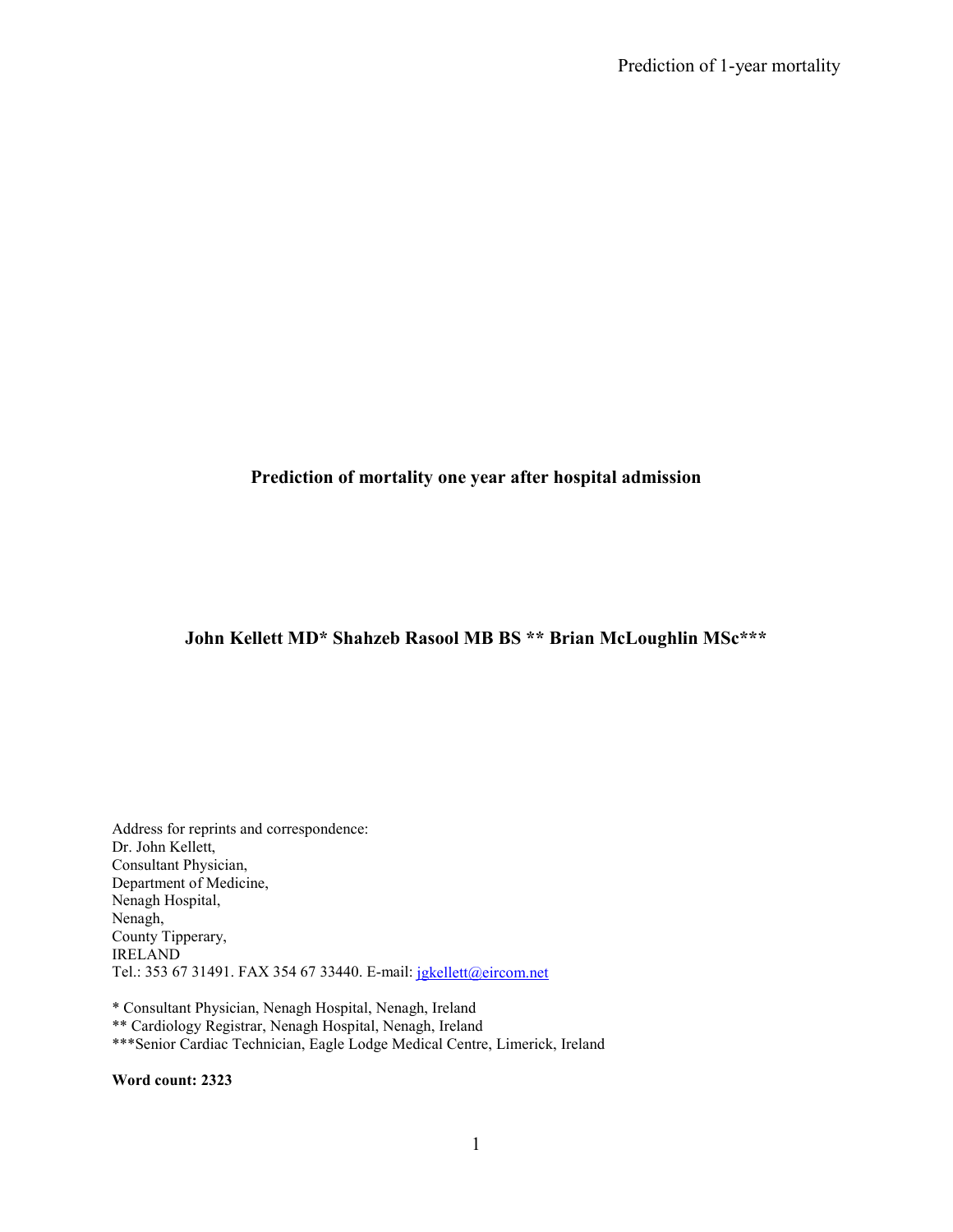# Prediction of mortality one year after hospital admission

**John Kellett MD\* Shahzeb Rasool MB BS \*\* Brian McLoughlin MSc\*\*\***

Address for reprints and correspondence:
Dr. John Kellett,
Consultant Physician,
Department of Medicine,
Nenagh Hospital,
Nenagh,
County Tipperary,
IRELAND
Tel.: 353 67 31491. FAX 354 67 33440. E-mail: jgkellett@eircom.net

\* Consultant Physician, Nenagh Hospital, Nenagh, Ireland
\*\* Cardiology Registrar, Nenagh Hospital, Nenagh, Ireland
\*\*\*Senior Cardiac Technician, Eagle Lodge Medical Centre, Limerick, Ireland

**Word count: 2323**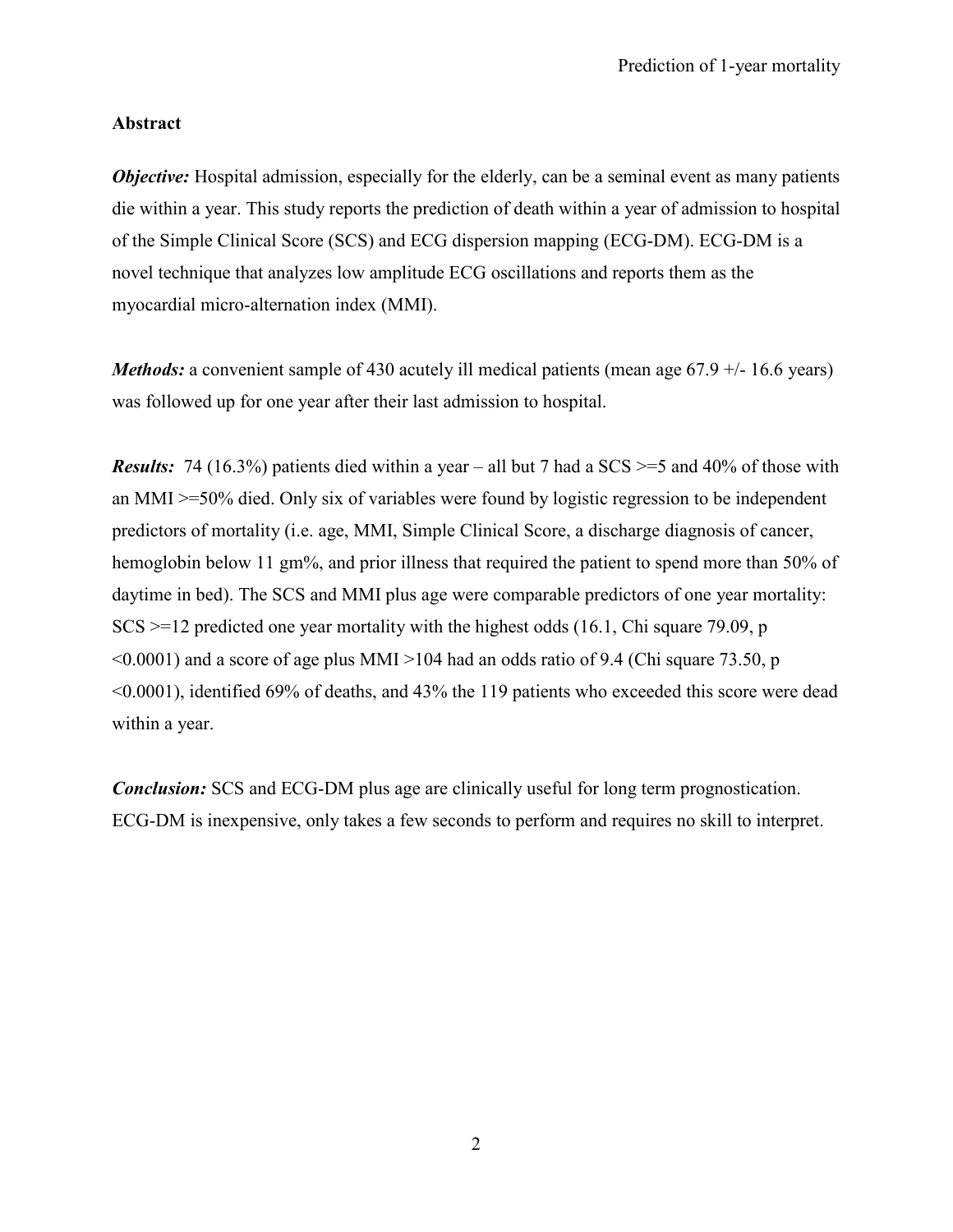## Abstract

***Objective:*** Hospital admission, especially for the elderly, can be a seminal event as many patients die within a year. This study reports the prediction of death within a year of admission to hospital of the Simple Clinical Score (SCS) and ECG dispersion mapping (ECG-DM). ECG-DM is a novel technique that analyzes low amplitude ECG oscillations and reports them as the myocardial micro-alternation index (MMI).

***Methods:*** a convenient sample of 430 acutely ill medical patients (mean age 67.9 +/- 16.6 years) was followed up for one year after their last admission to hospital.

***Results:*** 74 (16.3%) patients died within a year – all but 7 had a SCS >=5 and 40% of those with an MMI >=50% died. Only six of variables were found by logistic regression to be independent predictors of mortality (i.e. age, MMI, Simple Clinical Score, a discharge diagnosis of cancer, hemoglobin below 11 gm%, and prior illness that required the patient to spend more than 50% of daytime in bed). The SCS and MMI plus age were comparable predictors of one year mortality: SCS >=12 predicted one year mortality with the highest odds (16.1, Chi square 79.09, p <0.0001) and a score of age plus MMI >104 had an odds ratio of 9.4 (Chi square 73.50, p <0.0001), identified 69% of deaths, and 43% the 119 patients who exceeded this score were dead within a year.

***Conclusion:*** SCS and ECG-DM plus age are clinically useful for long term prognostication. ECG-DM is inexpensive, only takes a few seconds to perform and requires no skill to interpret.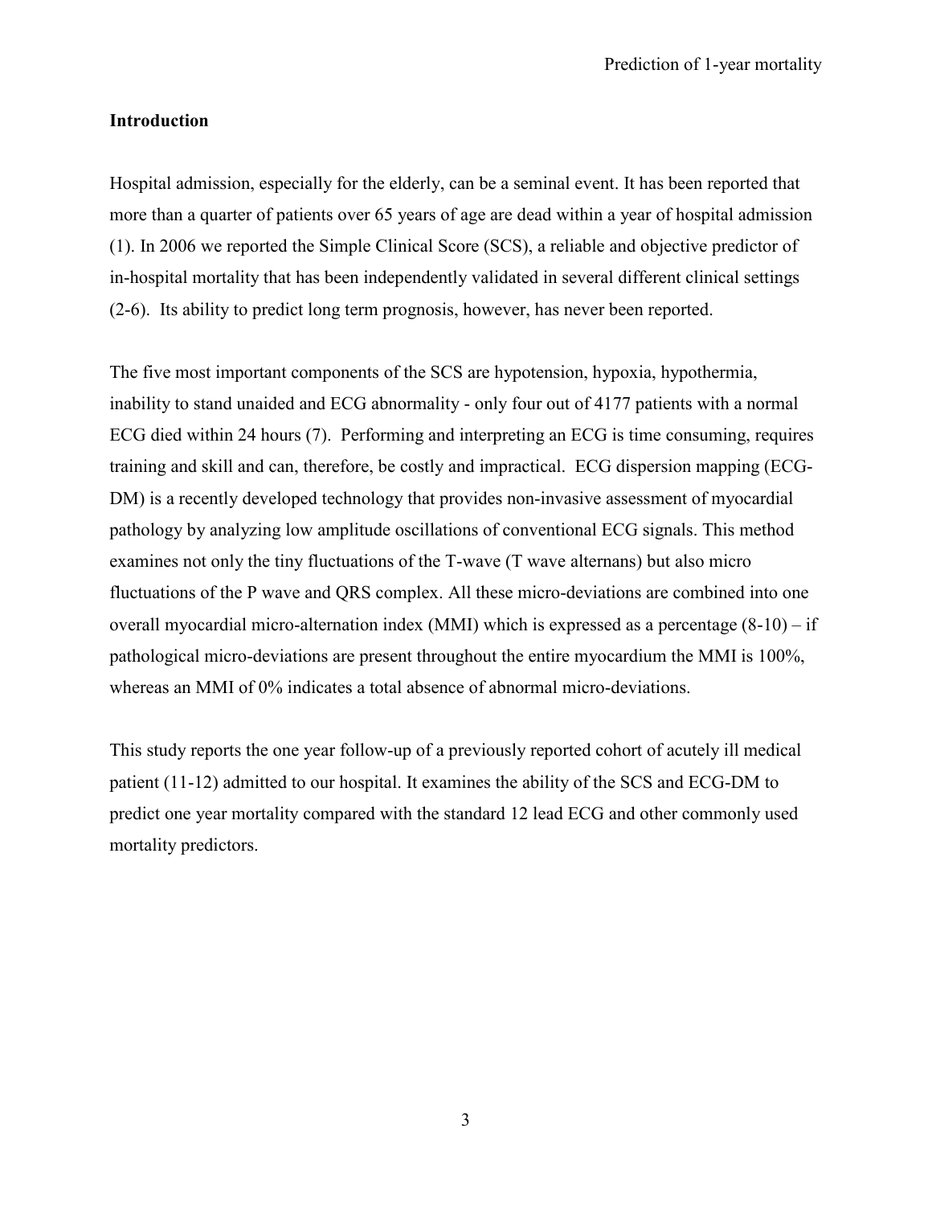## Introduction

Hospital admission, especially for the elderly, can be a seminal event. It has been reported that more than a quarter of patients over 65 years of age are dead within a year of hospital admission (1). In 2006 we reported the Simple Clinical Score (SCS), a reliable and objective predictor of in-hospital mortality that has been independently validated in several different clinical settings (2-6). Its ability to predict long term prognosis, however, has never been reported.

The five most important components of the SCS are hypotension, hypoxia, hypothermia, inability to stand unaided and ECG abnormality - only four out of 4177 patients with a normal ECG died within 24 hours (7). Performing and interpreting an ECG is time consuming, requires training and skill and can, therefore, be costly and impractical. ECG dispersion mapping (ECG-DM) is a recently developed technology that provides non-invasive assessment of myocardial pathology by analyzing low amplitude oscillations of conventional ECG signals. This method examines not only the tiny fluctuations of the T-wave (T wave alternans) but also micro fluctuations of the P wave and QRS complex. All these micro-deviations are combined into one overall myocardial micro-alternation index (MMI) which is expressed as a percentage (8-10) – if pathological micro-deviations are present throughout the entire myocardium the MMI is 100%, whereas an MMI of 0% indicates a total absence of abnormal micro-deviations.

This study reports the one year follow-up of a previously reported cohort of acutely ill medical patient (11-12) admitted to our hospital. It examines the ability of the SCS and ECG-DM to predict one year mortality compared with the standard 12 lead ECG and other commonly used mortality predictors.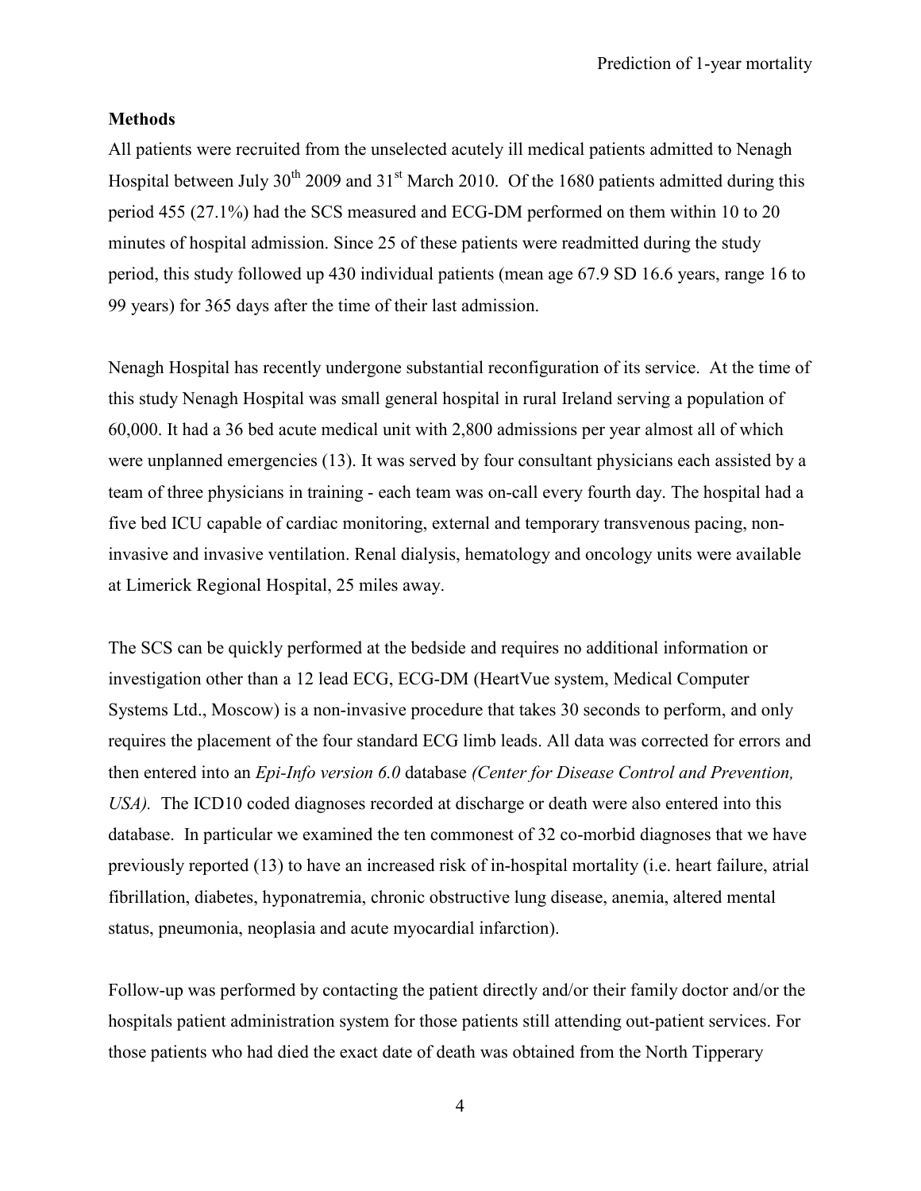## Methods

All patients were recruited from the unselected acutely ill medical patients admitted to Nenagh Hospital between July 30th 2009 and 31st March 2010. Of the 1680 patients admitted during this period 455 (27.1%) had the SCS measured and ECG-DM performed on them within 10 to 20 minutes of hospital admission. Since 25 of these patients were readmitted during the study period, this study followed up 430 individual patients (mean age 67.9 SD 16.6 years, range 16 to 99 years) for 365 days after the time of their last admission.

Nenagh Hospital has recently undergone substantial reconfiguration of its service. At the time of this study Nenagh Hospital was small general hospital in rural Ireland serving a population of 60,000. It had a 36 bed acute medical unit with 2,800 admissions per year almost all of which were unplanned emergencies (13). It was served by four consultant physicians each assisted by a team of three physicians in training - each team was on-call every fourth day. The hospital had a five bed ICU capable of cardiac monitoring, external and temporary transvenous pacing, non-invasive and invasive ventilation. Renal dialysis, hematology and oncology units were available at Limerick Regional Hospital, 25 miles away.

The SCS can be quickly performed at the bedside and requires no additional information or investigation other than a 12 lead ECG, ECG-DM (HeartVue system, Medical Computer Systems Ltd., Moscow) is a non-invasive procedure that takes 30 seconds to perform, and only requires the placement of the four standard ECG limb leads. All data was corrected for errors and then entered into an *Epi-Info version 6.0* database *(Center for Disease Control and Prevention, USA).* The ICD10 coded diagnoses recorded at discharge or death were also entered into this database. In particular we examined the ten commonest of 32 co-morbid diagnoses that we have previously reported (13) to have an increased risk of in-hospital mortality (i.e. heart failure, atrial fibrillation, diabetes, hyponatremia, chronic obstructive lung disease, anemia, altered mental status, pneumonia, neoplasia and acute myocardial infarction).

Follow-up was performed by contacting the patient directly and/or their family doctor and/or the hospitals patient administration system for those patients still attending out-patient services. For those patients who had died the exact date of death was obtained from the North Tipperary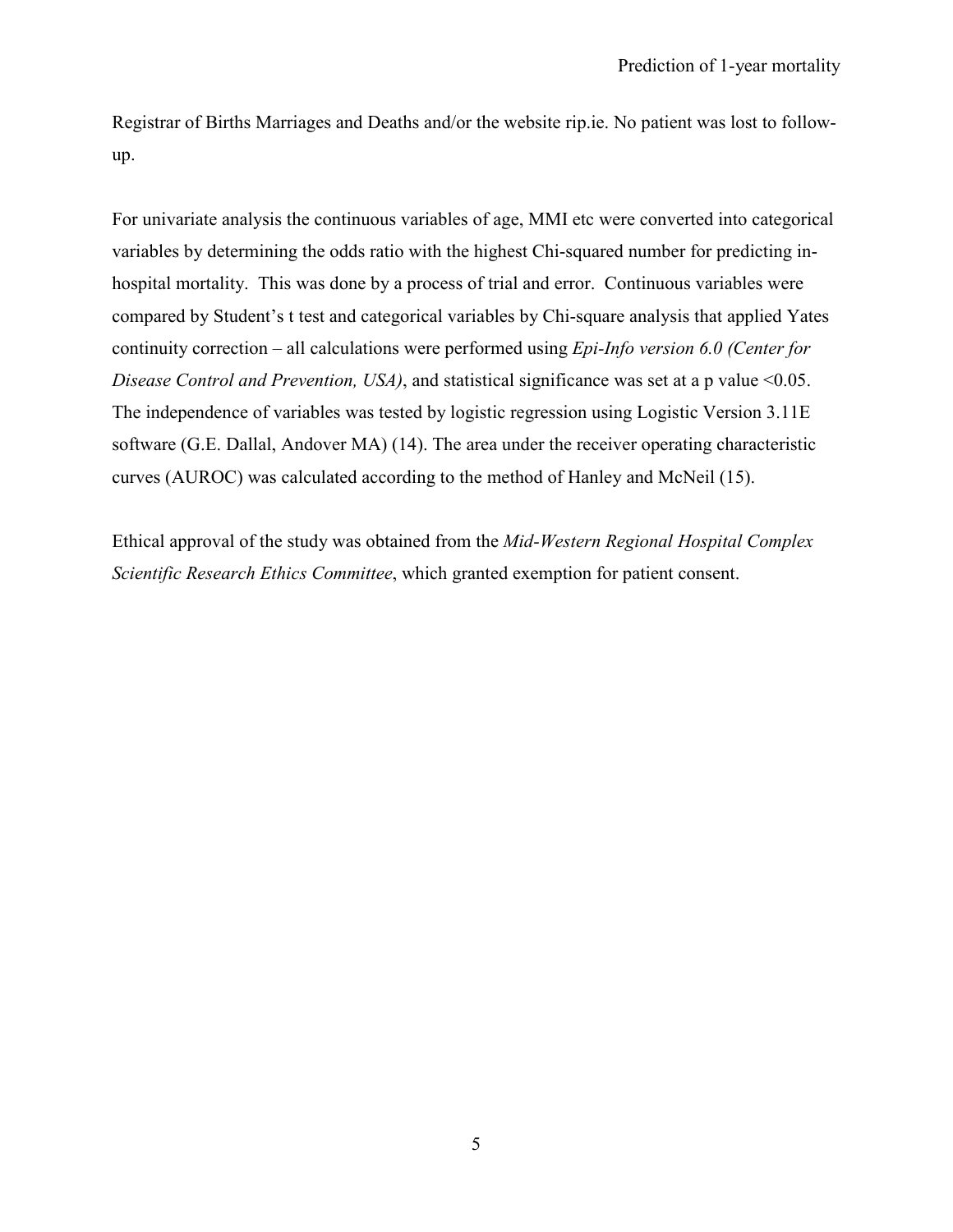Registrar of Births Marriages and Deaths and/or the website rip.ie. No patient was lost to follow-up.

For univariate analysis the continuous variables of age, MMI etc were converted into categorical variables by determining the odds ratio with the highest Chi-squared number for predicting in-hospital mortality. This was done by a process of trial and error. Continuous variables were compared by Student's t test and categorical variables by Chi-square analysis that applied Yates continuity correction – all calculations were performed using *Epi-Info version 6.0 (Center for Disease Control and Prevention, USA)*, and statistical significance was set at a p value <0.05. The independence of variables was tested by logistic regression using Logistic Version 3.11E software (G.E. Dallal, Andover MA) (14). The area under the receiver operating characteristic curves (AUROC) was calculated according to the method of Hanley and McNeil (15).

Ethical approval of the study was obtained from the *Mid-Western Regional Hospital Complex Scientific Research Ethics Committee*, which granted exemption for patient consent.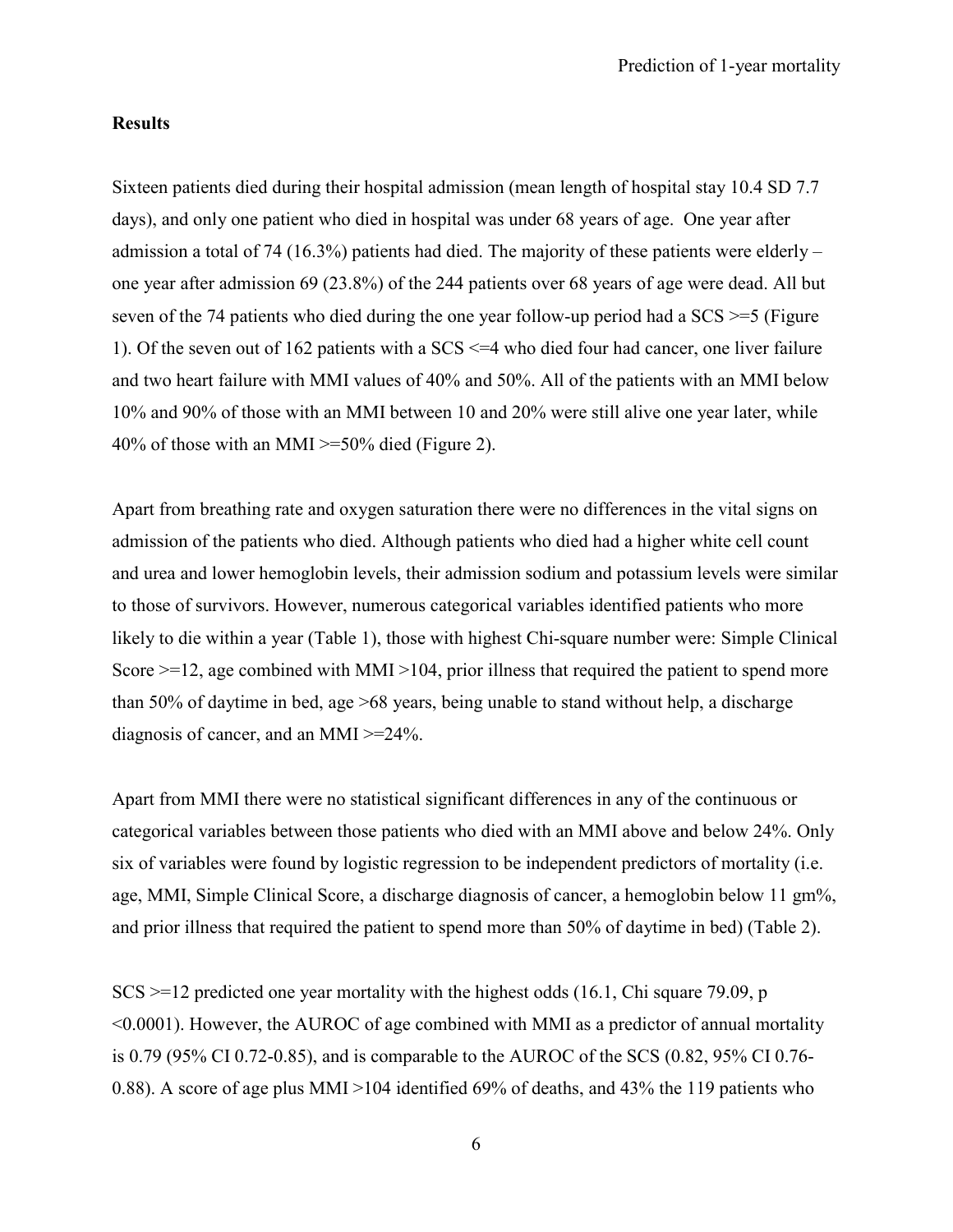**Results**

Sixteen patients died during their hospital admission (mean length of hospital stay 10.4 SD 7.7 days), and only one patient who died in hospital was under 68 years of age. One year after admission a total of 74 (16.3%) patients had died. The majority of these patients were elderly – one year after admission 69 (23.8%) of the 244 patients over 68 years of age were dead. All but seven of the 74 patients who died during the one year follow-up period had a SCS >=5 (Figure 1). Of the seven out of 162 patients with a SCS <=4 who died four had cancer, one liver failure and two heart failure with MMI values of 40% and 50%. All of the patients with an MMI below 10% and 90% of those with an MMI between 10 and 20% were still alive one year later, while 40% of those with an MMI >=50% died (Figure 2).

Apart from breathing rate and oxygen saturation there were no differences in the vital signs on admission of the patients who died. Although patients who died had a higher white cell count and urea and lower hemoglobin levels, their admission sodium and potassium levels were similar to those of survivors. However, numerous categorical variables identified patients who more likely to die within a year (Table 1), those with highest Chi-square number were: Simple Clinical Score >=12, age combined with MMI >104, prior illness that required the patient to spend more than 50% of daytime in bed, age >68 years, being unable to stand without help, a discharge diagnosis of cancer, and an MMI >=24%.

Apart from MMI there were no statistical significant differences in any of the continuous or categorical variables between those patients who died with an MMI above and below 24%. Only six of variables were found by logistic regression to be independent predictors of mortality (i.e. age, MMI, Simple Clinical Score, a discharge diagnosis of cancer, a hemoglobin below 11 gm%, and prior illness that required the patient to spend more than 50% of daytime in bed) (Table 2).

SCS >=12 predicted one year mortality with the highest odds (16.1, Chi square 79.09, p <0.0001). However, the AUROC of age combined with MMI as a predictor of annual mortality is 0.79 (95% CI 0.72-0.85), and is comparable to the AUROC of the SCS (0.82, 95% CI 0.76-0.88). A score of age plus MMI >104 identified 69% of deaths, and 43% the 119 patients who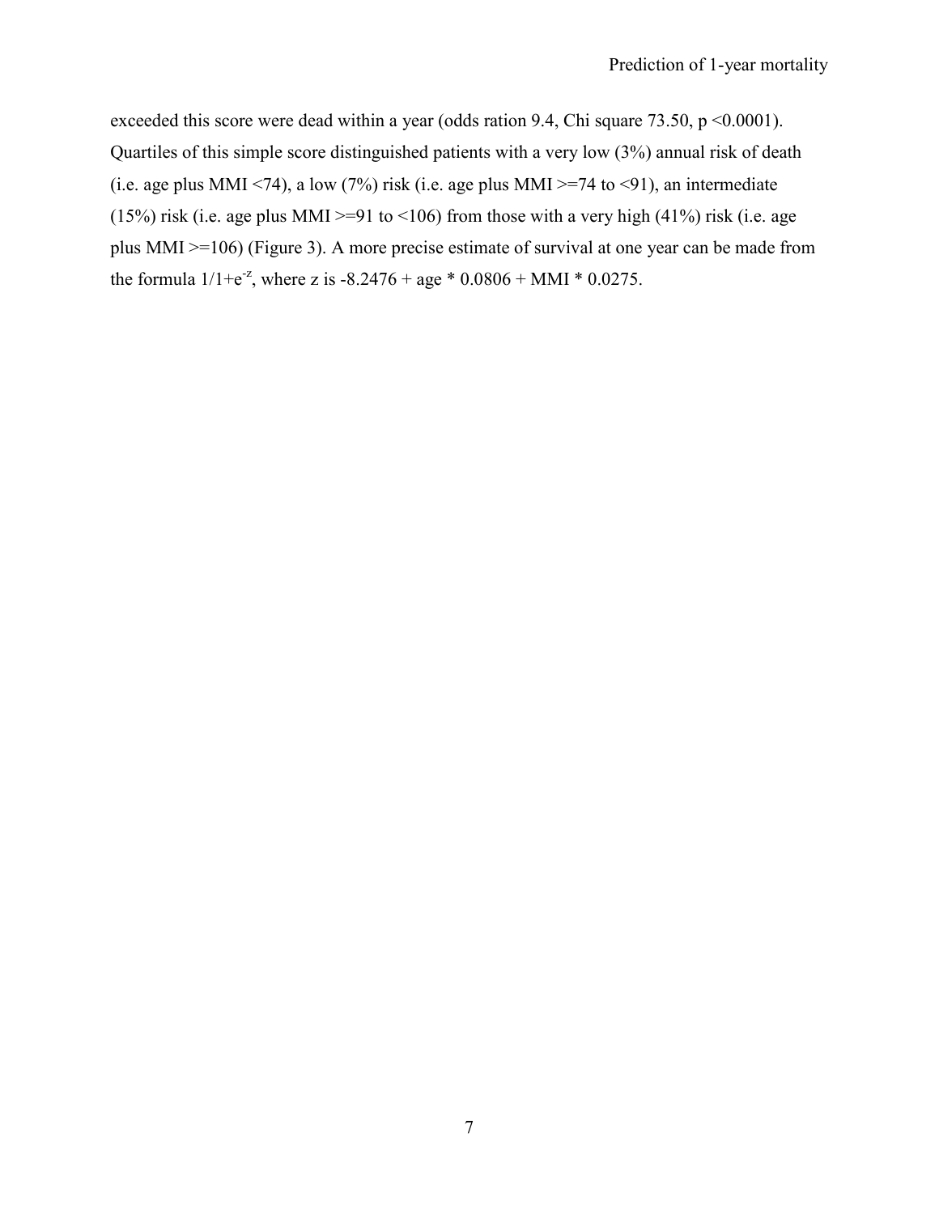exceeded this score were dead within a year (odds ration 9.4, Chi square 73.50, $p < 0.0001$). Quartiles of this simple score distinguished patients with a very low (3%) annual risk of death (i.e. age plus MMI <74), a low (7%) risk (i.e. age plus MMI >=74 to <91), an intermediate (15%) risk (i.e. age plus MMI >=91 to <106) from those with a very high (41%) risk (i.e. age plus MMI >=106) (Figure 3). A more precise estimate of survival at one year can be made from the formula $1/1+e^{-z}$, where z is -8.2476 + age * 0.0806 + MMI * 0.0275.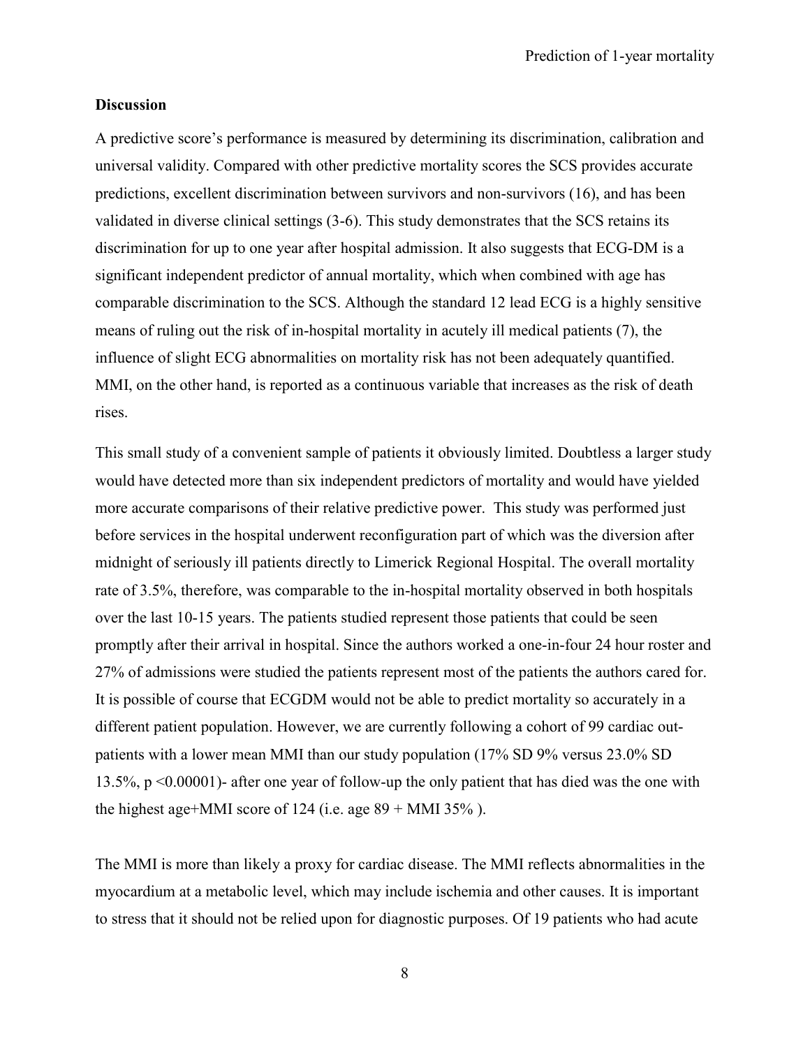## Discussion

A predictive score's performance is measured by determining its discrimination, calibration and universal validity. Compared with other predictive mortality scores the SCS provides accurate predictions, excellent discrimination between survivors and non-survivors (16), and has been validated in diverse clinical settings (3-6). This study demonstrates that the SCS retains its discrimination for up to one year after hospital admission. It also suggests that ECG-DM is a significant independent predictor of annual mortality, which when combined with age has comparable discrimination to the SCS. Although the standard 12 lead ECG is a highly sensitive means of ruling out the risk of in-hospital mortality in acutely ill medical patients (7), the influence of slight ECG abnormalities on mortality risk has not been adequately quantified. MMI, on the other hand, is reported as a continuous variable that increases as the risk of death rises.

This small study of a convenient sample of patients it obviously limited. Doubtless a larger study would have detected more than six independent predictors of mortality and would have yielded more accurate comparisons of their relative predictive power. This study was performed just before services in the hospital underwent reconfiguration part of which was the diversion after midnight of seriously ill patients directly to Limerick Regional Hospital. The overall mortality rate of 3.5%, therefore, was comparable to the in-hospital mortality observed in both hospitals over the last 10-15 years. The patients studied represent those patients that could be seen promptly after their arrival in hospital. Since the authors worked a one-in-four 24 hour roster and 27% of admissions were studied the patients represent most of the patients the authors cared for. It is possible of course that ECGDM would not be able to predict mortality so accurately in a different patient population. However, we are currently following a cohort of 99 cardiac out-patients with a lower mean MMI than our study population (17% SD 9% versus 23.0% SD 13.5%, $p < 0.00001$)- after one year of follow-up the only patient that has died was the one with the highest age+MMI score of 124 (i.e. age 89 + MMI 35% ).

The MMI is more than likely a proxy for cardiac disease. The MMI reflects abnormalities in the myocardium at a metabolic level, which may include ischemia and other causes. It is important to stress that it should not be relied upon for diagnostic purposes. Of 19 patients who had acute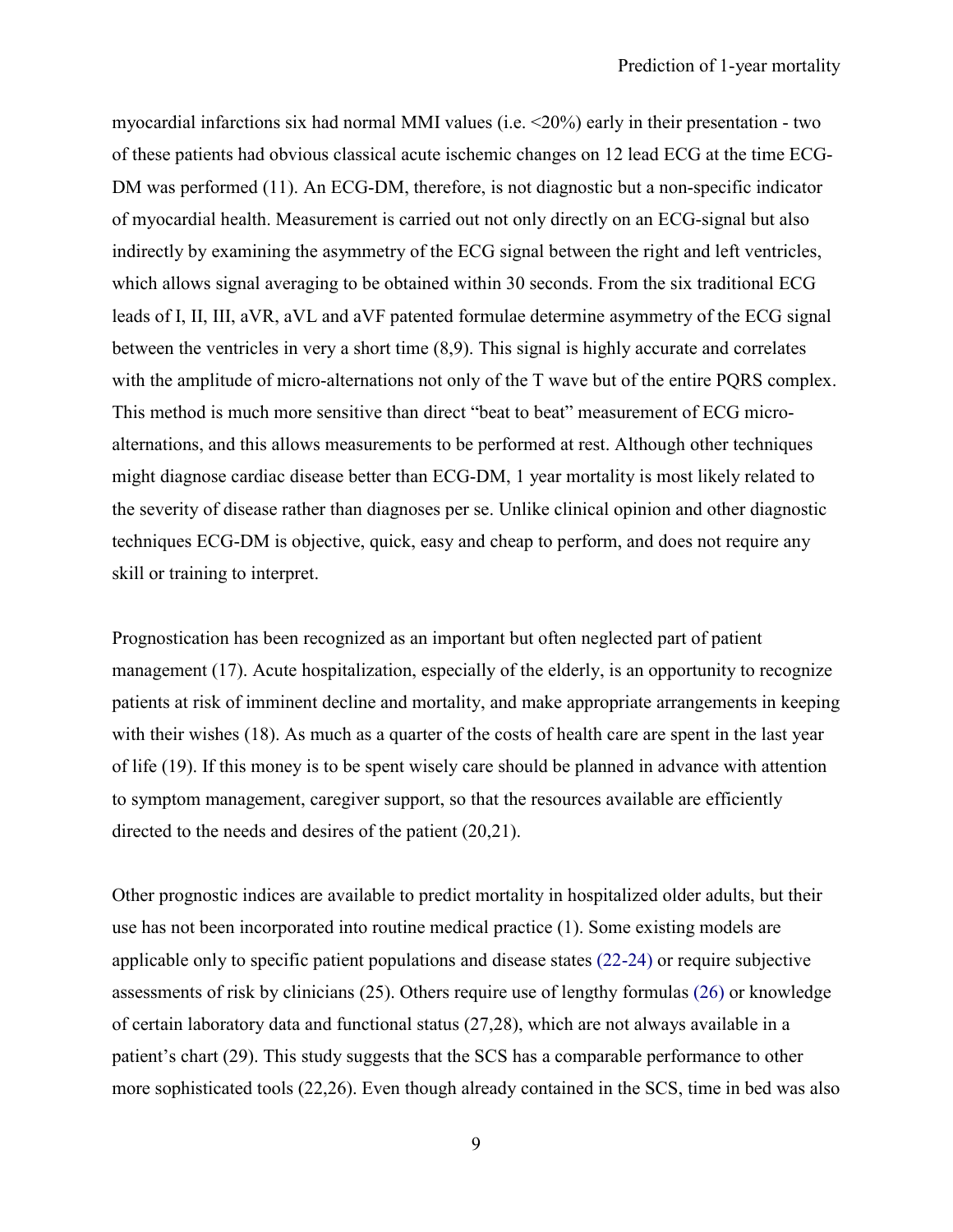myocardial infarctions six had normal MMI values (i.e. <20%) early in their presentation - two of these patients had obvious classical acute ischemic changes on 12 lead ECG at the time ECG-DM was performed (11). An ECG-DM, therefore, is not diagnostic but a non-specific indicator of myocardial health. Measurement is carried out not only directly on an ECG-signal but also indirectly by examining the asymmetry of the ECG signal between the right and left ventricles, which allows signal averaging to be obtained within 30 seconds. From the six traditional ECG leads of I, II, III, aVR, aVL and aVF patented formulae determine asymmetry of the ECG signal between the ventricles in very a short time (8,9). This signal is highly accurate and correlates with the amplitude of micro-alternations not only of the T wave but of the entire PQRS complex. This method is much more sensitive than direct "beat to beat" measurement of ECG micro-alternations, and this allows measurements to be performed at rest. Although other techniques might diagnose cardiac disease better than ECG-DM, 1 year mortality is most likely related to the severity of disease rather than diagnoses per se. Unlike clinical opinion and other diagnostic techniques ECG-DM is objective, quick, easy and cheap to perform, and does not require any skill or training to interpret.

Prognostication has been recognized as an important but often neglected part of patient management (17). Acute hospitalization, especially of the elderly, is an opportunity to recognize patients at risk of imminent decline and mortality, and make appropriate arrangements in keeping with their wishes (18). As much as a quarter of the costs of health care are spent in the last year of life (19). If this money is to be spent wisely care should be planned in advance with attention to symptom management, caregiver support, so that the resources available are efficiently directed to the needs and desires of the patient (20,21).

Other prognostic indices are available to predict mortality in hospitalized older adults, but their use has not been incorporated into routine medical practice (1). Some existing models are applicable only to specific patient populations and disease states (22-24) or require subjective assessments of risk by clinicians (25). Others require use of lengthy formulas (26) or knowledge of certain laboratory data and functional status (27,28), which are not always available in a patient's chart (29). This study suggests that the SCS has a comparable performance to other more sophisticated tools (22,26). Even though already contained in the SCS, time in bed was also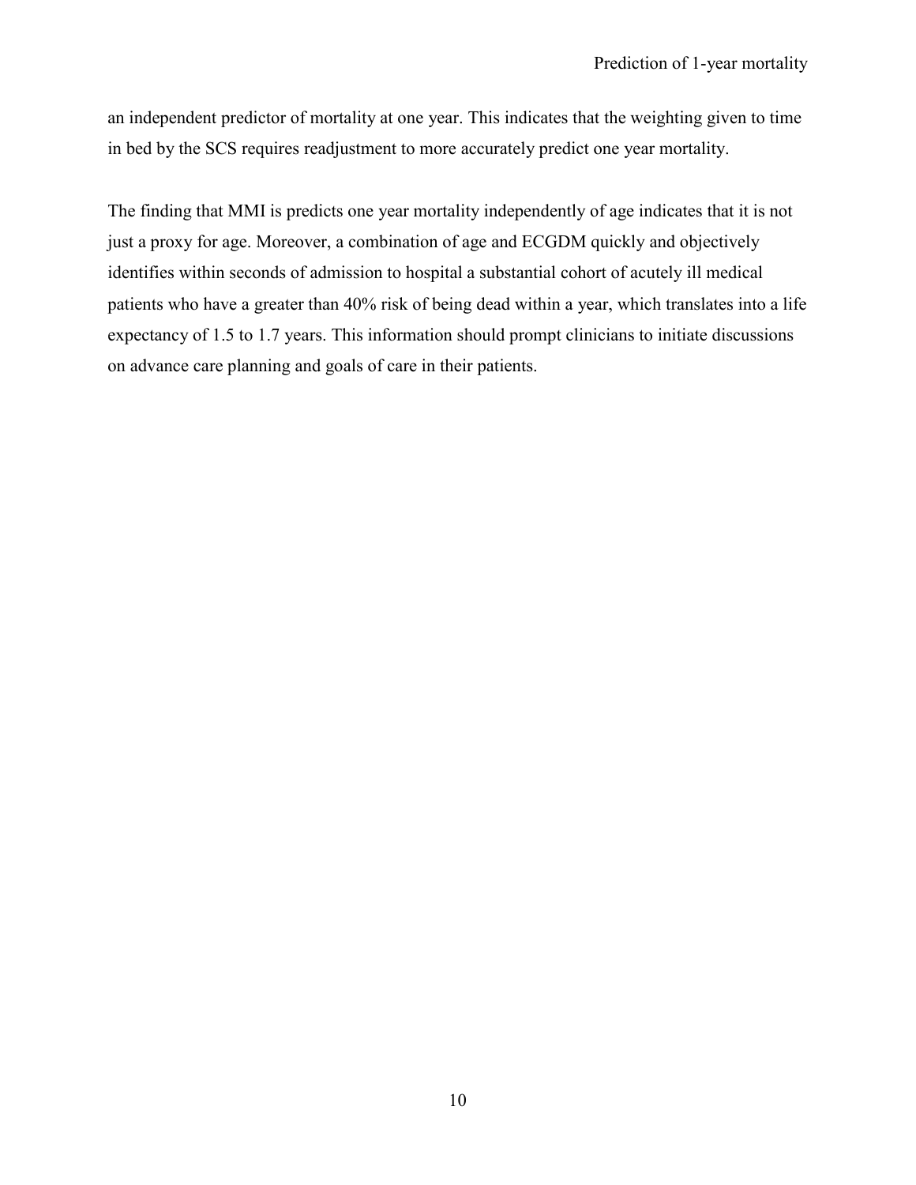an independent predictor of mortality at one year. This indicates that the weighting given to time in bed by the SCS requires readjustment to more accurately predict one year mortality.

The finding that MMI is predicts one year mortality independently of age indicates that it is not just a proxy for age. Moreover, a combination of age and ECGDM quickly and objectively identifies within seconds of admission to hospital a substantial cohort of acutely ill medical patients who have a greater than 40% risk of being dead within a year, which translates into a life expectancy of 1.5 to 1.7 years. This information should prompt clinicians to initiate discussions on advance care planning and goals of care in their patients.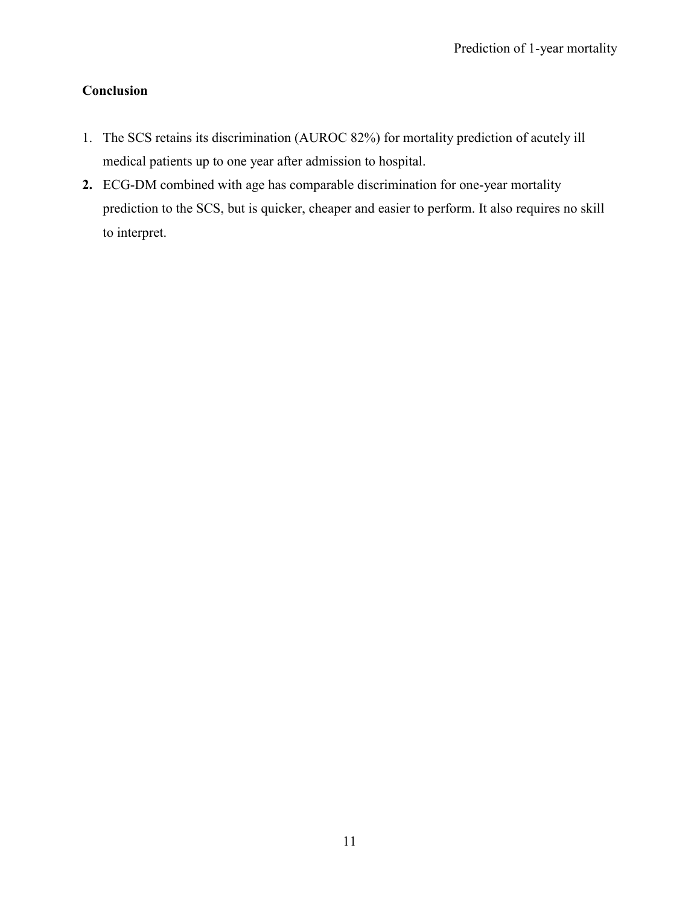**Conclusion**

1. The SCS retains its discrimination (AUROC 82%) for mortality prediction of acutely ill medical patients up to one year after admission to hospital.
2. ECG-DM combined with age has comparable discrimination for one-year mortality prediction to the SCS, but is quicker, cheaper and easier to perform. It also requires no skill to interpret.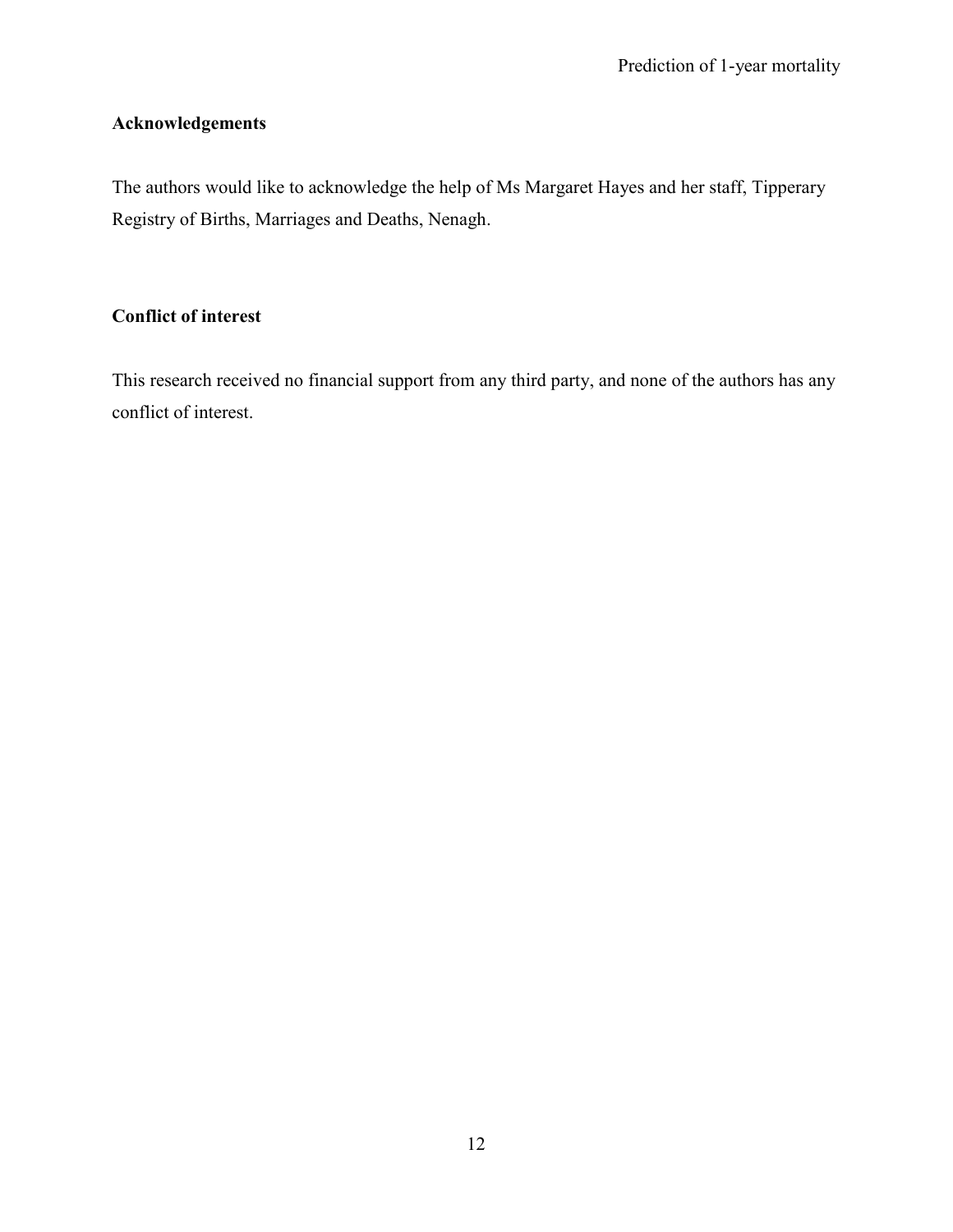## Acknowledgements

The authors would like to acknowledge the help of Ms Margaret Hayes and her staff, Tipperary Registry of Births, Marriages and Deaths, Nenagh.

## Conflict of interest

This research received no financial support from any third party, and none of the authors has any conflict of interest.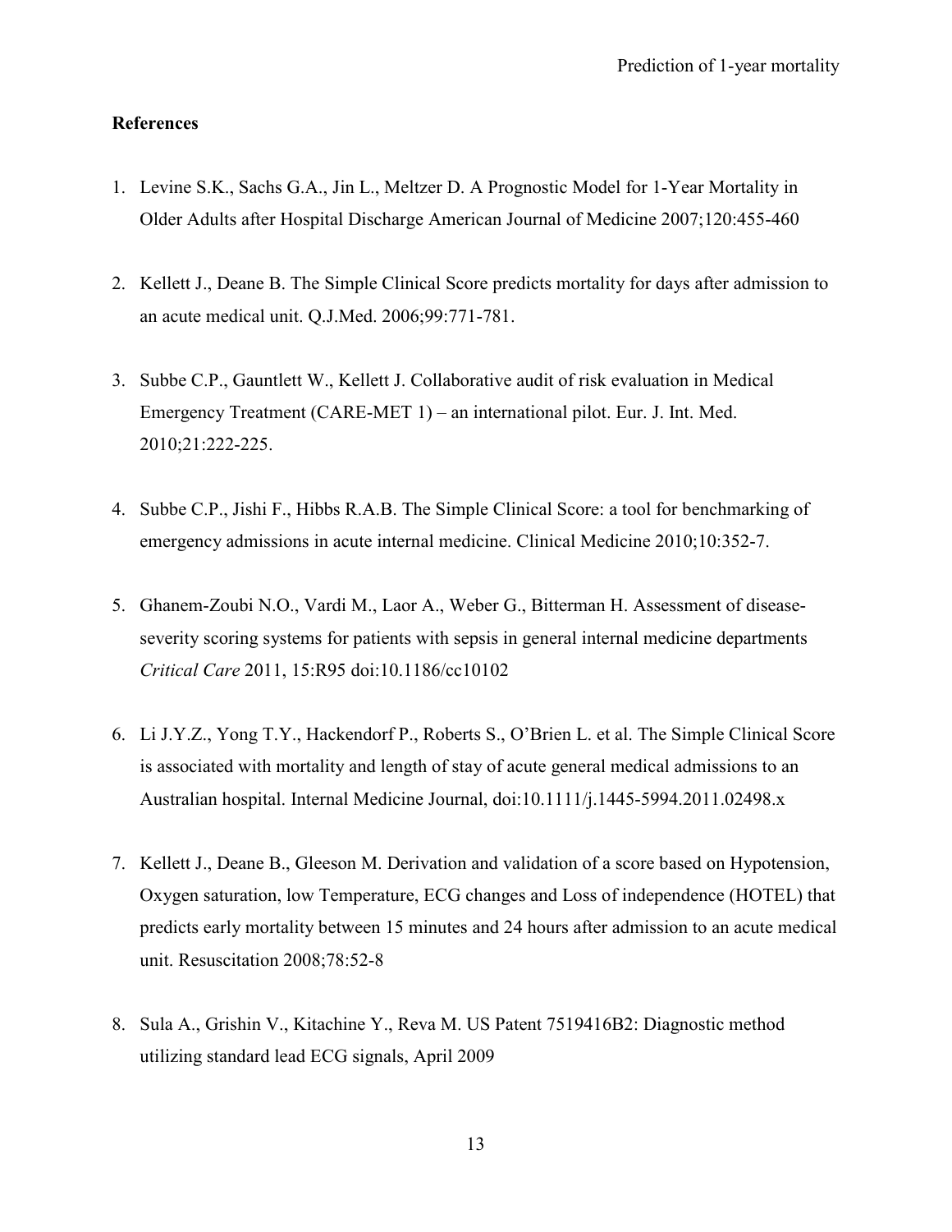## References

1. Levine S.K., Sachs G.A., Jin L., Meltzer D. A Prognostic Model for 1-Year Mortality in Older Adults after Hospital Discharge American Journal of Medicine 2007;120:455-460

2. Kellett J., Deane B. The Simple Clinical Score predicts mortality for days after admission to an acute medical unit. Q.J.Med. 2006;99:771-781.

3. Subbe C.P., Gauntlett W., Kellett J. Collaborative audit of risk evaluation in Medical Emergency Treatment (CARE-MET 1) – an international pilot. Eur. J. Int. Med. 2010;21:222-225.

4. Subbe C.P., Jishi F., Hibbs R.A.B. The Simple Clinical Score: a tool for benchmarking of emergency admissions in acute internal medicine. Clinical Medicine 2010;10:352-7.

5. Ghanem-Zoubi N.O., Vardi M., Laor A., Weber G., Bitterman H. Assessment of disease-severity scoring systems for patients with sepsis in general internal medicine departments *Critical Care* 2011, 15:R95 doi:10.1186/cc10102

6. Li J.Y.Z., Yong T.Y., Hackendorf P., Roberts S., O'Brien L. et al. The Simple Clinical Score is associated with mortality and length of stay of acute general medical admissions to an Australian hospital. Internal Medicine Journal, doi:10.1111/j.1445-5994.2011.02498.x

7. Kellett J., Deane B., Gleeson M. Derivation and validation of a score based on Hypotension, Oxygen saturation, low Temperature, ECG changes and Loss of independence (HOTEL) that predicts early mortality between 15 minutes and 24 hours after admission to an acute medical unit. Resuscitation 2008;78:52-8

8. Sula A., Grishin V., Kitachine Y., Reva M. US Patent 7519416B2: Diagnostic method utilizing standard lead ECG signals, April 2009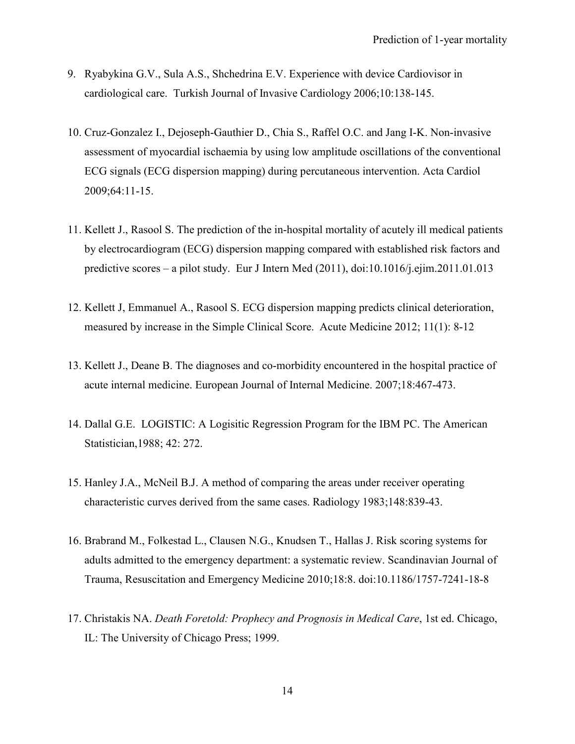9. Ryabykina G.V., Sula A.S., Shchedrina E.V. Experience with device Cardiovisor in cardiological care. Turkish Journal of Invasive Cardiology 2006;10:138-145.

10. Cruz-Gonzalez I., Dejoseph-Gauthier D., Chia S., Raffel O.C. and Jang I-K. Non-invasive assessment of myocardial ischaemia by using low amplitude oscillations of the conventional ECG signals (ECG dispersion mapping) during percutaneous intervention. Acta Cardiol 2009;64:11-15.

11. Kellett J., Rasool S. The prediction of the in-hospital mortality of acutely ill medical patients by electrocardiogram (ECG) dispersion mapping compared with established risk factors and predictive scores – a pilot study. Eur J Intern Med (2011), doi:10.1016/j.ejim.2011.01.013

12. Kellett J, Emmanuel A., Rasool S. ECG dispersion mapping predicts clinical deterioration, measured by increase in the Simple Clinical Score. Acute Medicine 2012; 11(1): 8-12

13. Kellett J., Deane B. The diagnoses and co-morbidity encountered in the hospital practice of acute internal medicine. European Journal of Internal Medicine. 2007;18:467-473.

14. Dallal G.E. LOGISTIC: A Logisitic Regression Program for the IBM PC. The American Statistician,1988; 42: 272.

15. Hanley J.A., McNeil B.J. A method of comparing the areas under receiver operating characteristic curves derived from the same cases. Radiology 1983;148:839-43.

16. Brabrand M., Folkestad L., Clausen N.G., Knudsen T., Hallas J. Risk scoring systems for adults admitted to the emergency department: a systematic review. Scandinavian Journal of Trauma, Resuscitation and Emergency Medicine 2010;18:8. doi:10.1186/1757-7241-18-8

17. Christakis NA. *Death Foretold: Prophecy and Prognosis in Medical Care*, 1st ed. Chicago, IL: The University of Chicago Press; 1999.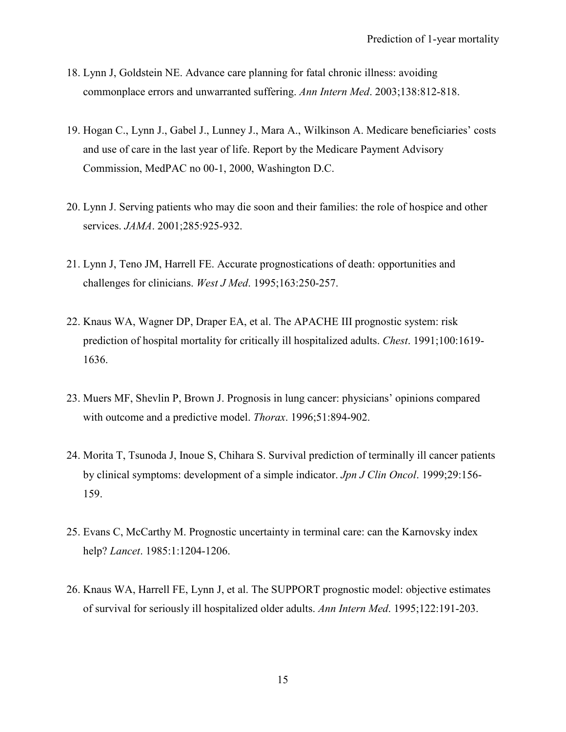18. Lynn J, Goldstein NE. Advance care planning for fatal chronic illness: avoiding commonplace errors and unwarranted suffering. *Ann Intern Med*. 2003;138:812-818.

19. Hogan C., Lynn J., Gabel J., Lunney J., Mara A., Wilkinson A. Medicare beneficiaries' costs and use of care in the last year of life. Report by the Medicare Payment Advisory Commission, MedPAC no 00-1, 2000, Washington D.C.

20. Lynn J. Serving patients who may die soon and their families: the role of hospice and other services. *JAMA*. 2001;285:925-932.

21. Lynn J, Teno JM, Harrell FE. Accurate prognostications of death: opportunities and challenges for clinicians. *West J Med*. 1995;163:250-257.

22. Knaus WA, Wagner DP, Draper EA, et al. The APACHE III prognostic system: risk prediction of hospital mortality for critically ill hospitalized adults. *Chest*. 1991;100:1619-1636.

23. Muers MF, Shevlin P, Brown J. Prognosis in lung cancer: physicians' opinions compared with outcome and a predictive model. *Thorax*. 1996;51:894-902.

24. Morita T, Tsunoda J, Inoue S, Chihara S. Survival prediction of terminally ill cancer patients by clinical symptoms: development of a simple indicator. *Jpn J Clin Oncol*. 1999;29:156-159.

25. Evans C, McCarthy M. Prognostic uncertainty in terminal care: can the Karnovsky index help? *Lancet*. 1985:1:1204-1206.

26. Knaus WA, Harrell FE, Lynn J, et al. The SUPPORT prognostic model: objective estimates of survival for seriously ill hospitalized older adults. *Ann Intern Med*. 1995;122:191-203.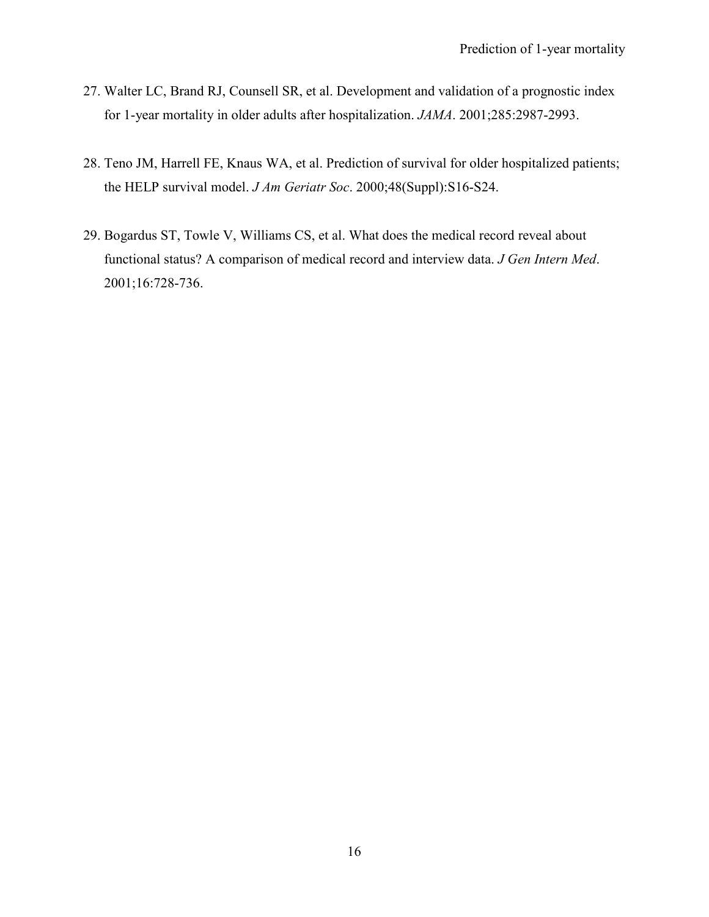27. Walter LC, Brand RJ, Counsell SR, et al. Development and validation of a prognostic index for 1-year mortality in older adults after hospitalization. *JAMA*. 2001;285:2987-2993.

28. Teno JM, Harrell FE, Knaus WA, et al. Prediction of survival for older hospitalized patients; the HELP survival model. *J Am Geriatr Soc*. 2000;48(Suppl):S16-S24.

29. Bogardus ST, Towle V, Williams CS, et al. What does the medical record reveal about functional status? A comparison of medical record and interview data. *J Gen Intern Med*. 2001;16:728-736.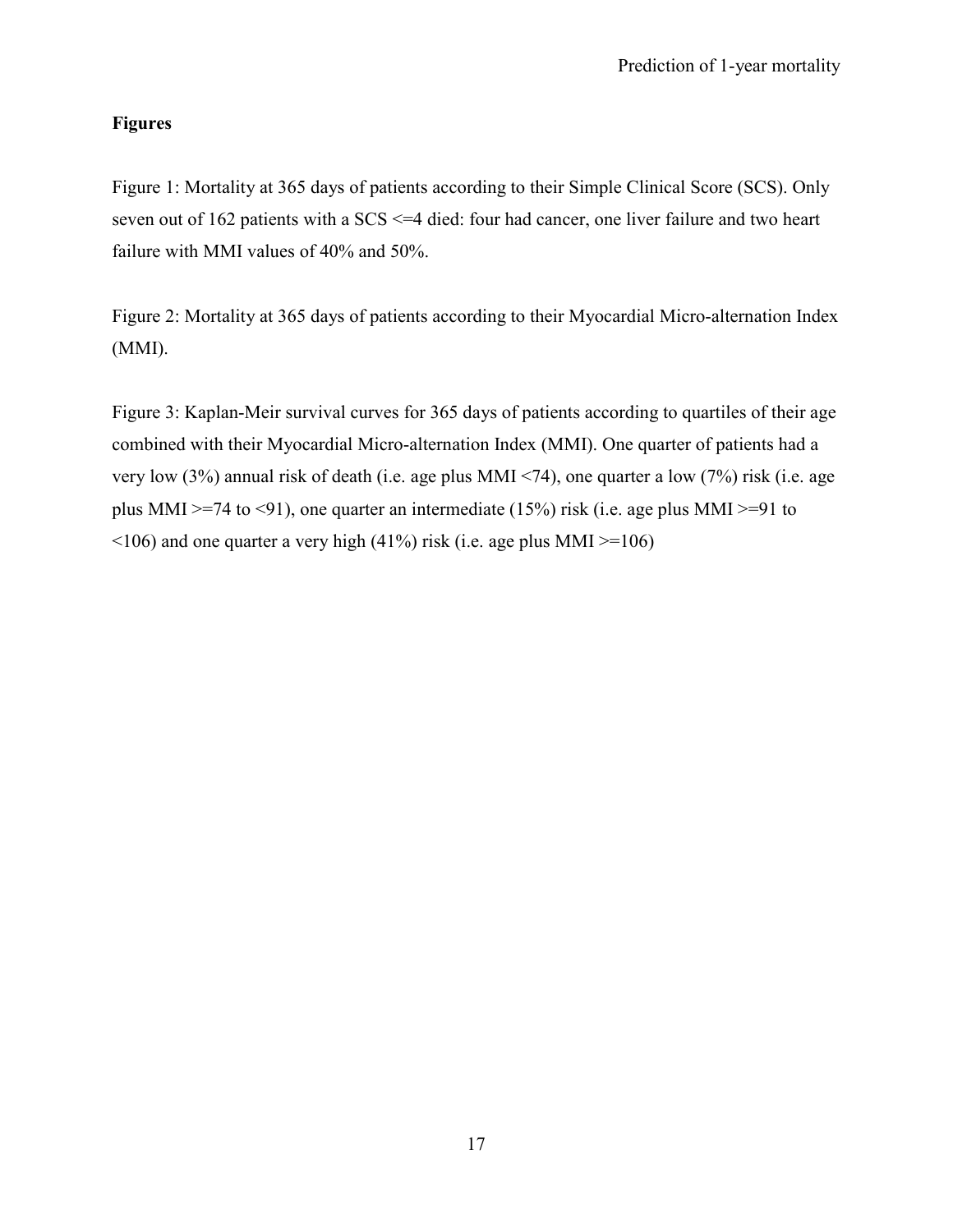**Figures**

Figure 1: Mortality at 365 days of patients according to their Simple Clinical Score (SCS). Only seven out of 162 patients with a SCS <=4 died: four had cancer, one liver failure and two heart failure with MMI values of 40% and 50%.

Figure 2: Mortality at 365 days of patients according to their Myocardial Micro-alternation Index (MMI).

Figure 3: Kaplan-Meir survival curves for 365 days of patients according to quartiles of their age combined with their Myocardial Micro-alternation Index (MMI). One quarter of patients had a very low (3%) annual risk of death (i.e. age plus MMI <74), one quarter a low (7%) risk (i.e. age plus MMI >=74 to <91), one quarter an intermediate (15%) risk (i.e. age plus MMI >=91 to <106) and one quarter a very high (41%) risk (i.e. age plus MMI >=106)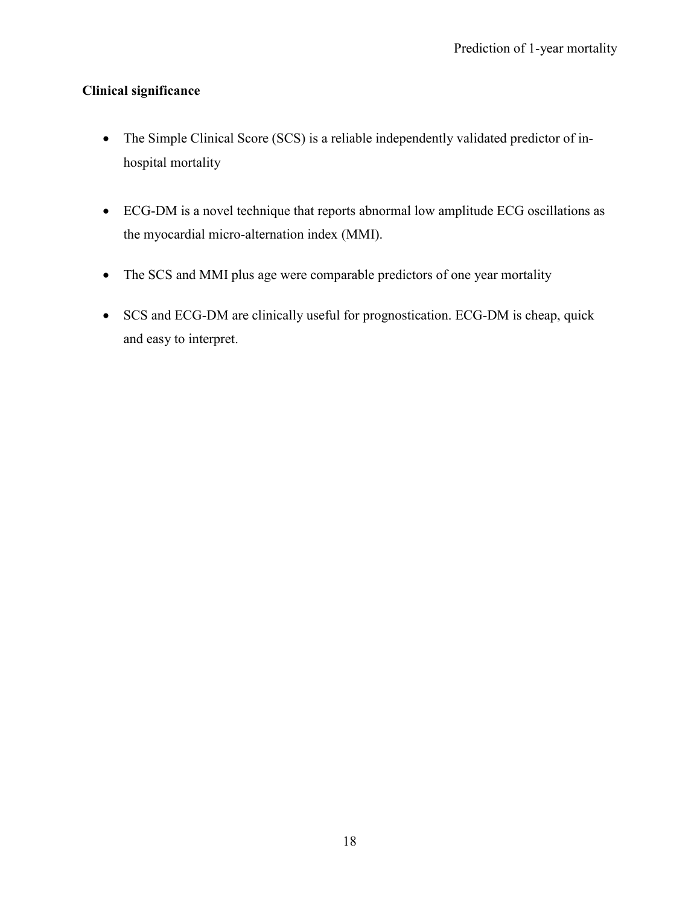**Clinical significance**

- The Simple Clinical Score (SCS) is a reliable independently validated predictor of in-hospital mortality

- ECG-DM is a novel technique that reports abnormal low amplitude ECG oscillations as the myocardial micro-alternation index (MMI).

- The SCS and MMI plus age were comparable predictors of one year mortality

- SCS and ECG-DM are clinically useful for prognostication. ECG-DM is cheap, quick and easy to interpret.